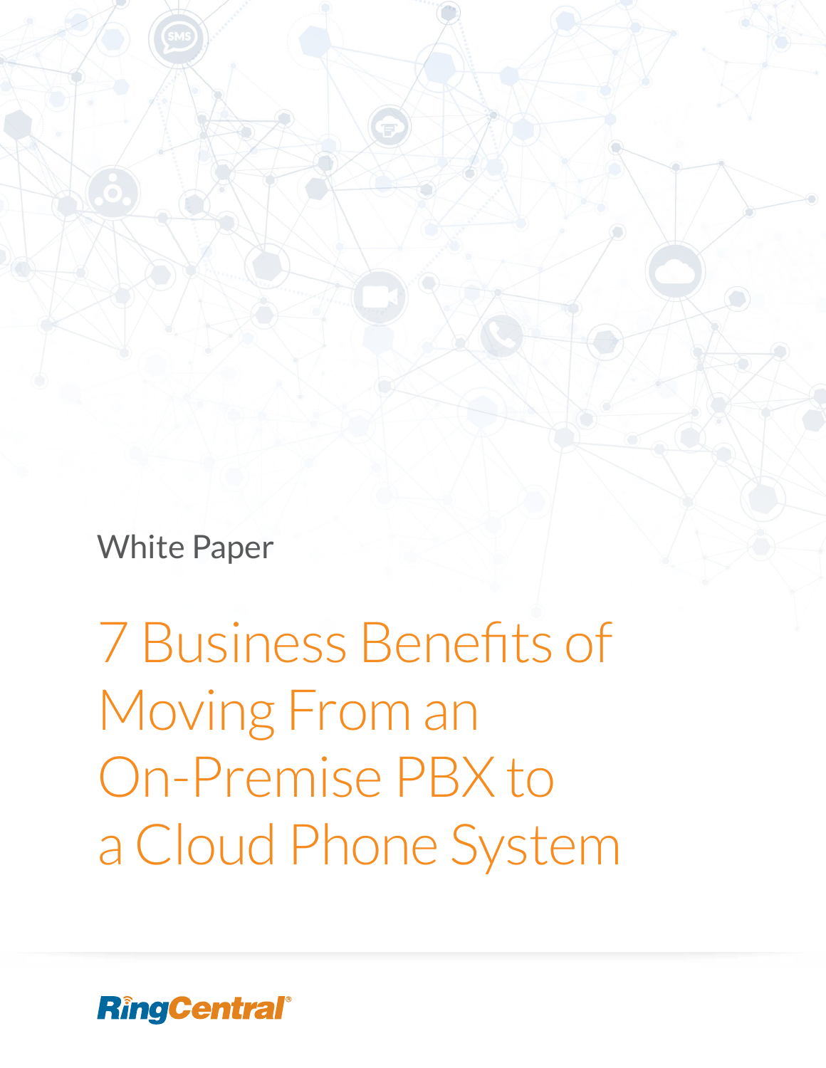White Paper

# 7 Business Benefits of Moving From an On-Premise PBX to a Cloud Phone System

RingCentral®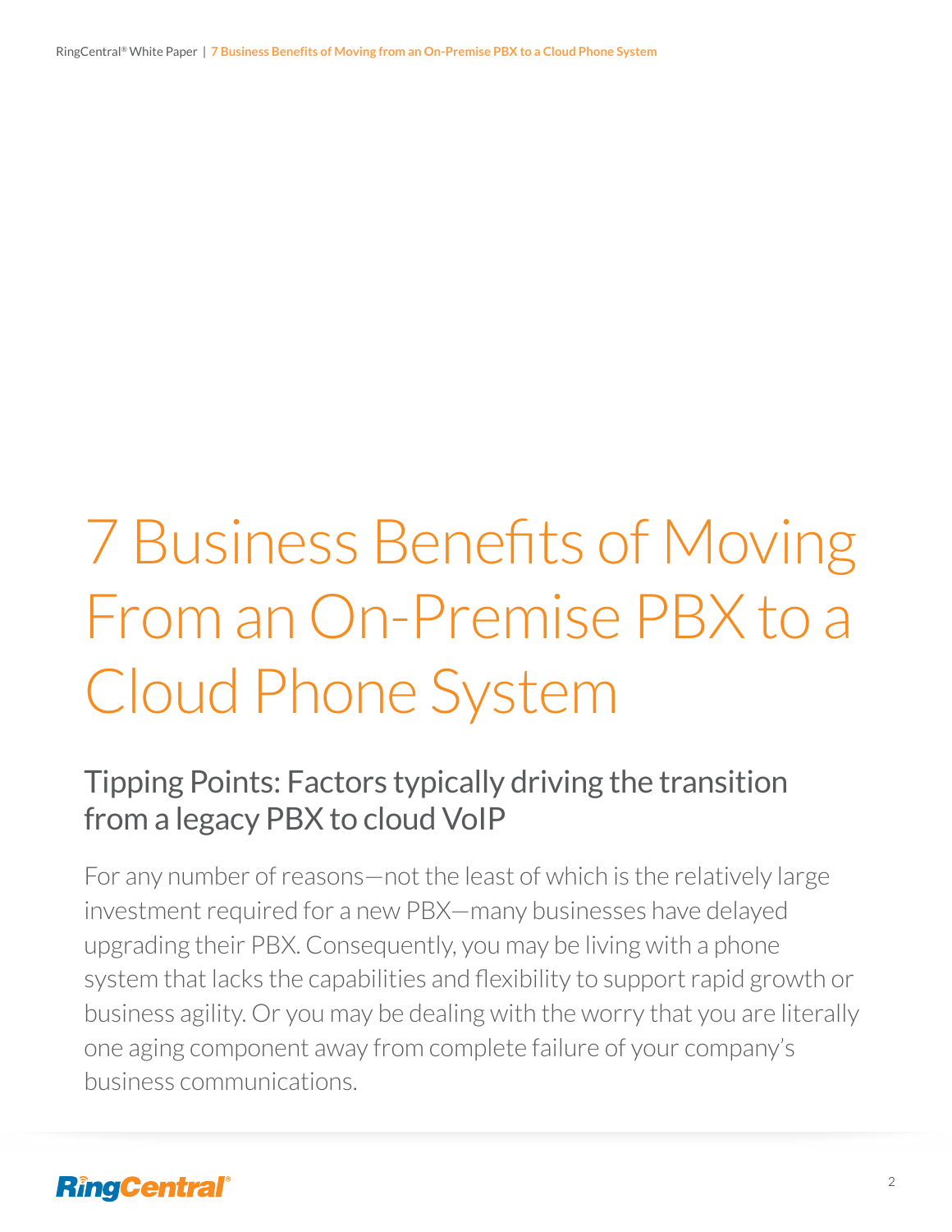# 7 Business Benefits of Moving From an On-Premise PBX to a Cloud Phone System

## Tipping Points: Factors typically driving the transition from a legacy PBX to cloud VoIP

For any number of reasons—not the least of which is the relatively large investment required for a new PBX—many businesses have delayed upgrading their PBX. Consequently, you may be living with a phone system that lacks the capabilities and flexibility to support rapid growth or business agility. Or you may be dealing with the worry that you are literally one aging component away from complete failure of your company's business communications.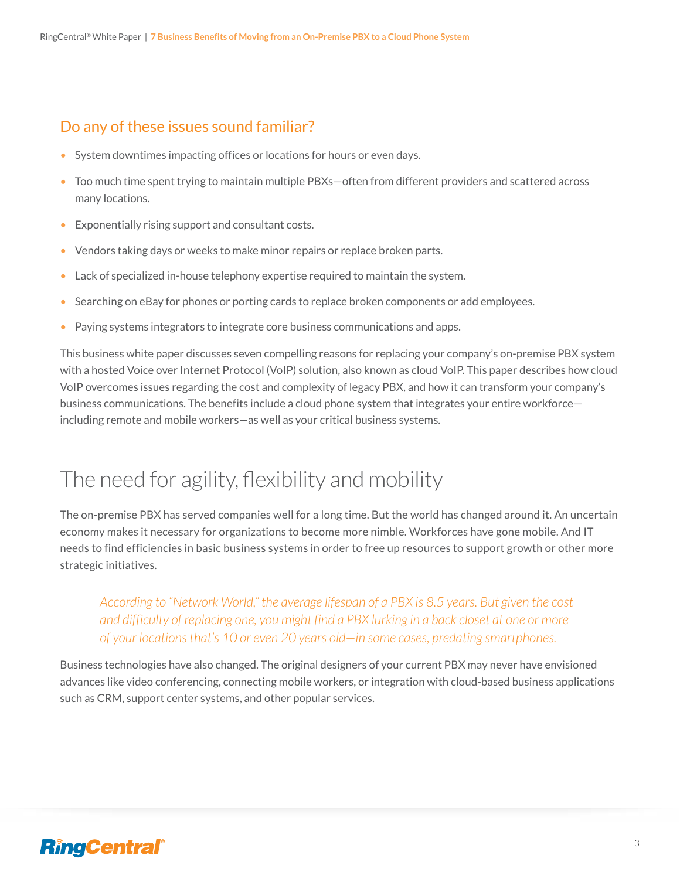## Do any of these issues sound familiar?

- System downtimes impacting offices or locations for hours or even days.
- Too much time spent trying to maintain multiple PBXs—often from different providers and scattered across many locations.
- Exponentially rising support and consultant costs.
- Vendors taking days or weeks to make minor repairs or replace broken parts.
- Lack of specialized in-house telephony expertise required to maintain the system.
- Searching on eBay for phones or porting cards to replace broken components or add employees.
- Paying systems integrators to integrate core business communications and apps.

This business white paper discusses seven compelling reasons for replacing your company's on-premise PBX system with a hosted Voice over Internet Protocol (VoIP) solution, also known as cloud VoIP. This paper describes how cloud VoIP overcomes issues regarding the cost and complexity of legacy PBX, and how it can transform your company's business communications. The benefits include a cloud phone system that integrates your entire workforce—including remote and mobile workers—as well as your critical business systems.

# The need for agility, flexibility and mobility

The on-premise PBX has served companies well for a long time. But the world has changed around it. An uncertain economy makes it necessary for organizations to become more nimble. Workforces have gone mobile. And IT needs to find efficiencies in basic business systems in order to free up resources to support growth or other more strategic initiatives.

> *According to "Network World," the average lifespan of a PBX is 8.5 years. But given the cost and difficulty of replacing one, you might find a PBX lurking in a back closet at one or more of your locations that's 10 or even 20 years old—in some cases, predating smartphones.*

Business technologies have also changed. The original designers of your current PBX may never have envisioned advances like video conferencing, connecting mobile workers, or integration with cloud-based business applications such as CRM, support center systems, and other popular services.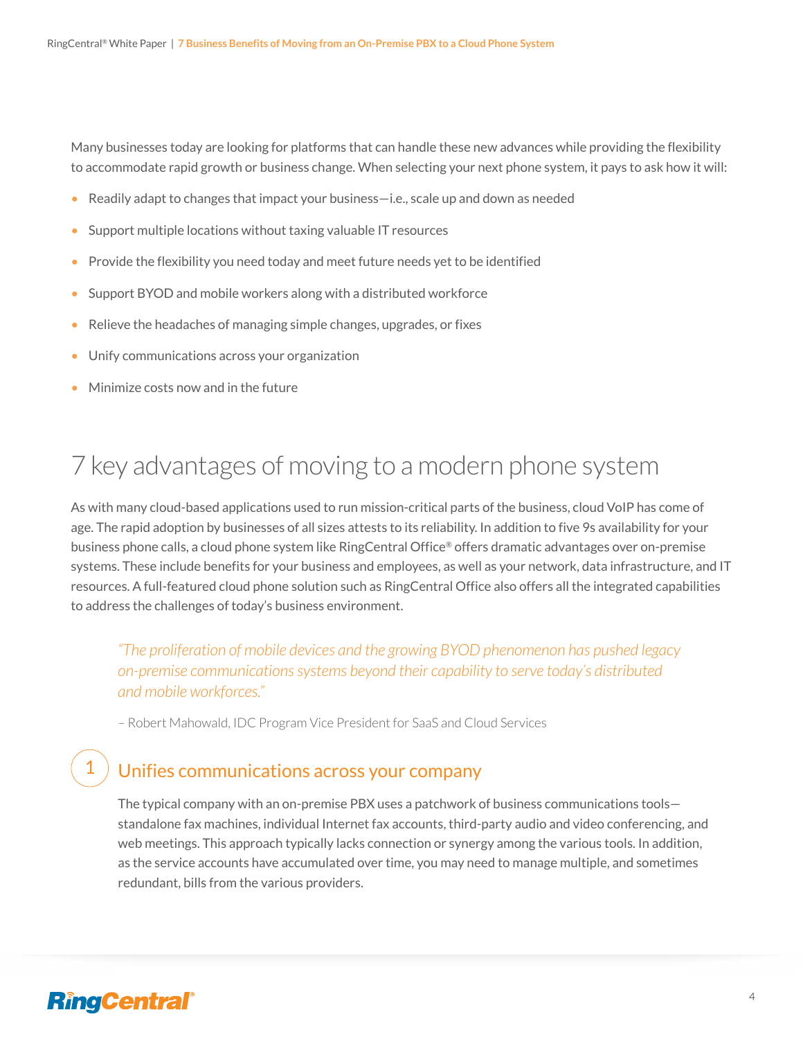Many businesses today are looking for platforms that can handle these new advances while providing the flexibility to accommodate rapid growth or business change. When selecting your next phone system, it pays to ask how it will:

- Readily adapt to changes that impact your business—i.e., scale up and down as needed
- Support multiple locations without taxing valuable IT resources
- Provide the flexibility you need today and meet future needs yet to be identified
- Support BYOD and mobile workers along with a distributed workforce
- Relieve the headaches of managing simple changes, upgrades, or fixes
- Unify communications across your organization
- Minimize costs now and in the future

# 7 key advantages of moving to a modern phone system

As with many cloud-based applications used to run mission-critical parts of the business, cloud VoIP has come of age. The rapid adoption by businesses of all sizes attests to its reliability. In addition to five 9s availability for your business phone calls, a cloud phone system like RingCentral Office® offers dramatic advantages over on-premise systems. These include benefits for your business and employees, as well as your network, data infrastructure, and IT resources. A full-featured cloud phone solution such as RingCentral Office also offers all the integrated capabilities to address the challenges of today's business environment.

> *"The proliferation of mobile devices and the growing BYOD phenomenon has pushed legacy on-premise communications systems beyond their capability to serve today's distributed and mobile workforces."*
>
> – Robert Mahowald, IDC Program Vice President for SaaS and Cloud Services

## 1 Unifies communications across your company

The typical company with an on-premise PBX uses a patchwork of business communications tools—standalone fax machines, individual Internet fax accounts, third-party audio and video conferencing, and web meetings. This approach typically lacks connection or synergy among the various tools. In addition, as the service accounts have accumulated over time, you may need to manage multiple, and sometimes redundant, bills from the various providers.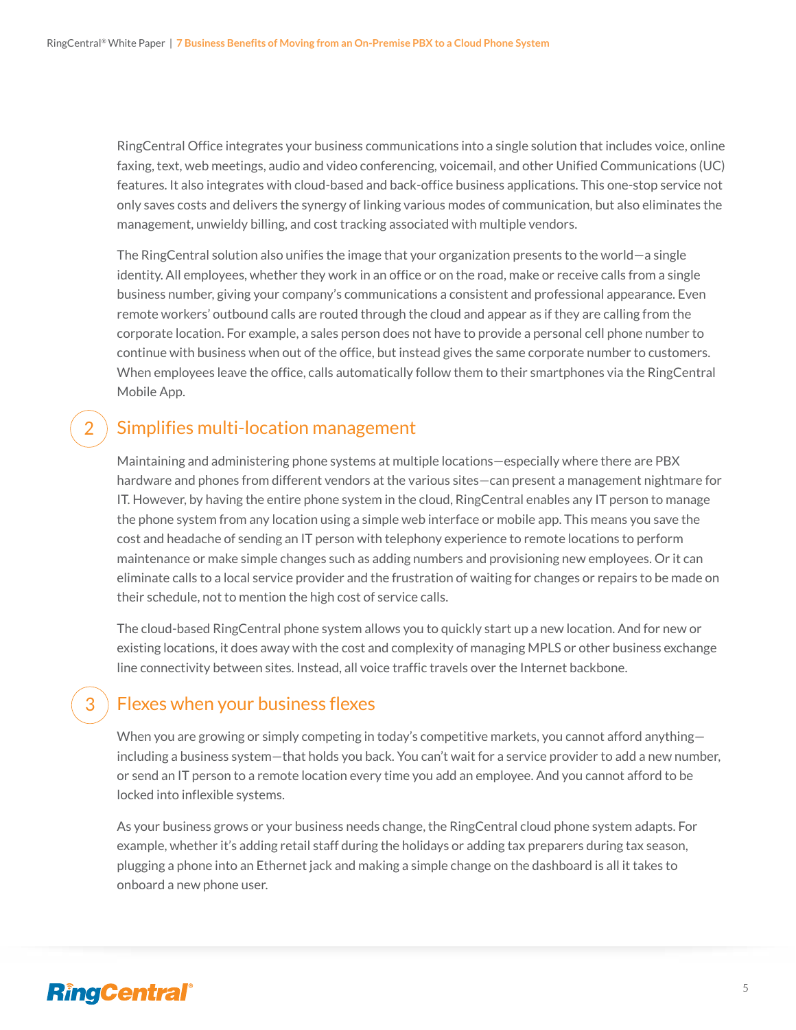RingCentral Office integrates your business communications into a single solution that includes voice, online faxing, text, web meetings, audio and video conferencing, voicemail, and other Unified Communications (UC) features. It also integrates with cloud-based and back-office business applications. This one-stop service not only saves costs and delivers the synergy of linking various modes of communication, but also eliminates the management, unwieldy billing, and cost tracking associated with multiple vendors.

The RingCentral solution also unifies the image that your organization presents to the world—a single identity. All employees, whether they work in an office or on the road, make or receive calls from a single business number, giving your company's communications a consistent and professional appearance. Even remote workers' outbound calls are routed through the cloud and appear as if they are calling from the corporate location. For example, a sales person does not have to provide a personal cell phone number to continue with business when out of the office, but instead gives the same corporate number to customers. When employees leave the office, calls automatically follow them to their smartphones via the RingCentral Mobile App.

## 2 Simplifies multi-location management

Maintaining and administering phone systems at multiple locations—especially where there are PBX hardware and phones from different vendors at the various sites—can present a management nightmare for IT. However, by having the entire phone system in the cloud, RingCentral enables any IT person to manage the phone system from any location using a simple web interface or mobile app. This means you save the cost and headache of sending an IT person with telephony experience to remote locations to perform maintenance or make simple changes such as adding numbers and provisioning new employees. Or it can eliminate calls to a local service provider and the frustration of waiting for changes or repairs to be made on their schedule, not to mention the high cost of service calls.

The cloud-based RingCentral phone system allows you to quickly start up a new location. And for new or existing locations, it does away with the cost and complexity of managing MPLS or other business exchange line connectivity between sites. Instead, all voice traffic travels over the Internet backbone.

## 3 Flexes when your business flexes

When you are growing or simply competing in today's competitive markets, you cannot afford anything—including a business system—that holds you back. You can't wait for a service provider to add a new number, or send an IT person to a remote location every time you add an employee. And you cannot afford to be locked into inflexible systems.

As your business grows or your business needs change, the RingCentral cloud phone system adapts. For example, whether it's adding retail staff during the holidays or adding tax preparers during tax season, plugging a phone into an Ethernet jack and making a simple change on the dashboard is all it takes to onboard a new phone user.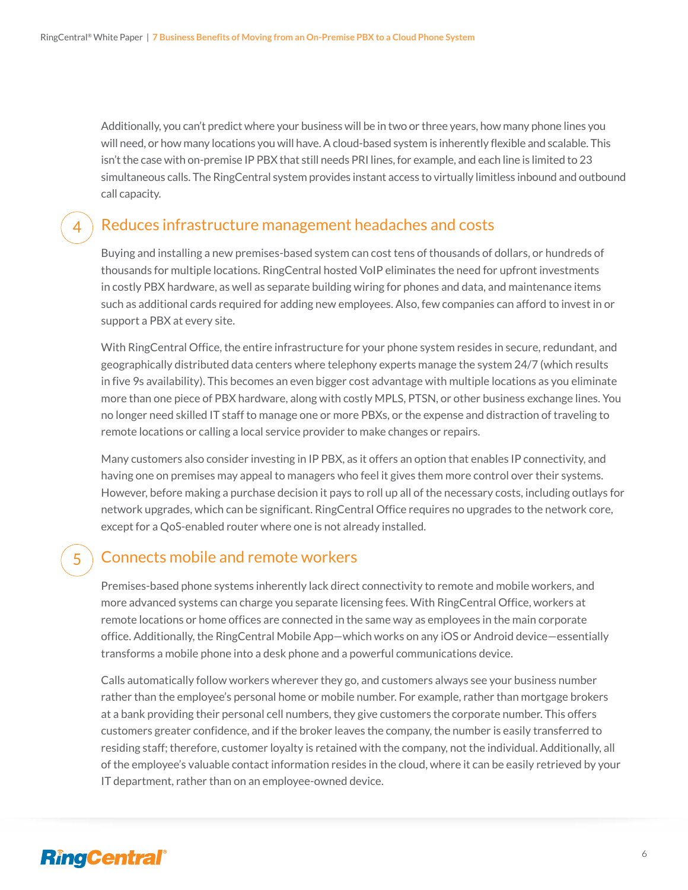Additionally, you can't predict where your business will be in two or three years, how many phone lines you will need, or how many locations you will have. A cloud-based system is inherently flexible and scalable. This isn't the case with on-premise IP PBX that still needs PRI lines, for example, and each line is limited to 23 simultaneous calls. The RingCentral system provides instant access to virtually limitless inbound and outbound call capacity.

## 4 Reduces infrastructure management headaches and costs

Buying and installing a new premises-based system can cost tens of thousands of dollars, or hundreds of thousands for multiple locations. RingCentral hosted VoIP eliminates the need for upfront investments in costly PBX hardware, as well as separate building wiring for phones and data, and maintenance items such as additional cards required for adding new employees. Also, few companies can afford to invest in or support a PBX at every site.

With RingCentral Office, the entire infrastructure for your phone system resides in secure, redundant, and geographically distributed data centers where telephony experts manage the system 24/7 (which results in five 9s availability). This becomes an even bigger cost advantage with multiple locations as you eliminate more than one piece of PBX hardware, along with costly MPLS, PTSN, or other business exchange lines. You no longer need skilled IT staff to manage one or more PBXs, or the expense and distraction of traveling to remote locations or calling a local service provider to make changes or repairs.

Many customers also consider investing in IP PBX, as it offers an option that enables IP connectivity, and having one on premises may appeal to managers who feel it gives them more control over their systems. However, before making a purchase decision it pays to roll up all of the necessary costs, including outlays for network upgrades, which can be significant. RingCentral Office requires no upgrades to the network core, except for a QoS-enabled router where one is not already installed.

## 5 Connects mobile and remote workers

Premises-based phone systems inherently lack direct connectivity to remote and mobile workers, and more advanced systems can charge you separate licensing fees. With RingCentral Office, workers at remote locations or home offices are connected in the same way as employees in the main corporate office. Additionally, the RingCentral Mobile App—which works on any iOS or Android device—essentially transforms a mobile phone into a desk phone and a powerful communications device.

Calls automatically follow workers wherever they go, and customers always see your business number rather than the employee's personal home or mobile number. For example, rather than mortgage brokers at a bank providing their personal cell numbers, they give customers the corporate number. This offers customers greater confidence, and if the broker leaves the company, the number is easily transferred to residing staff; therefore, customer loyalty is retained with the company, not the individual. Additionally, all of the employee's valuable contact information resides in the cloud, where it can be easily retrieved by your IT department, rather than on an employee-owned device.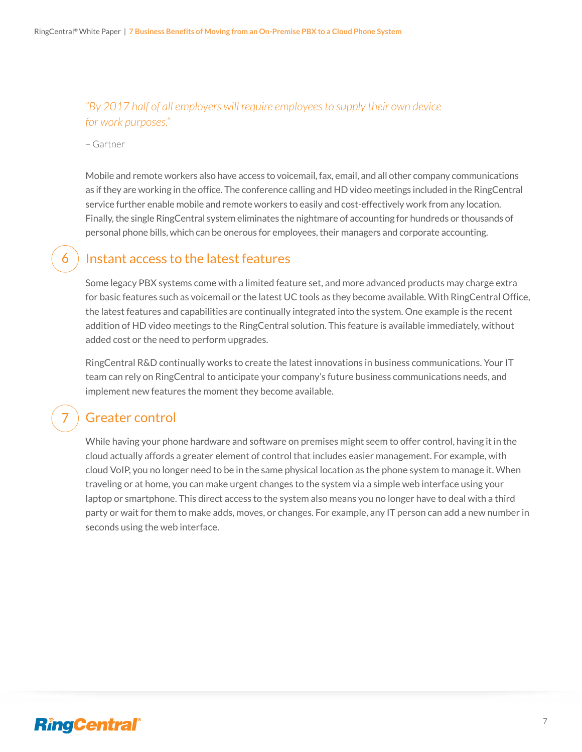*"By 2017 half of all employers will require employees to supply their own device for work purposes."*

– Gartner

Mobile and remote workers also have access to voicemail, fax, email, and all other company communications as if they are working in the office. The conference calling and HD video meetings included in the RingCentral service further enable mobile and remote workers to easily and cost-effectively work from any location. Finally, the single RingCentral system eliminates the nightmare of accounting for hundreds or thousands of personal phone bills, which can be onerous for employees, their managers and corporate accounting.

## 6 Instant access to the latest features

Some legacy PBX systems come with a limited feature set, and more advanced products may charge extra for basic features such as voicemail or the latest UC tools as they become available. With RingCentral Office, the latest features and capabilities are continually integrated into the system. One example is the recent addition of HD video meetings to the RingCentral solution. This feature is available immediately, without added cost or the need to perform upgrades.

RingCentral R&D continually works to create the latest innovations in business communications. Your IT team can rely on RingCentral to anticipate your company's future business communications needs, and implement new features the moment they become available.

## 7 Greater control

While having your phone hardware and software on premises might seem to offer control, having it in the cloud actually affords a greater element of control that includes easier management. For example, with cloud VoIP, you no longer need to be in the same physical location as the phone system to manage it. When traveling or at home, you can make urgent changes to the system via a simple web interface using your laptop or smartphone. This direct access to the system also means you no longer have to deal with a third party or wait for them to make adds, moves, or changes. For example, any IT person can add a new number in seconds using the web interface.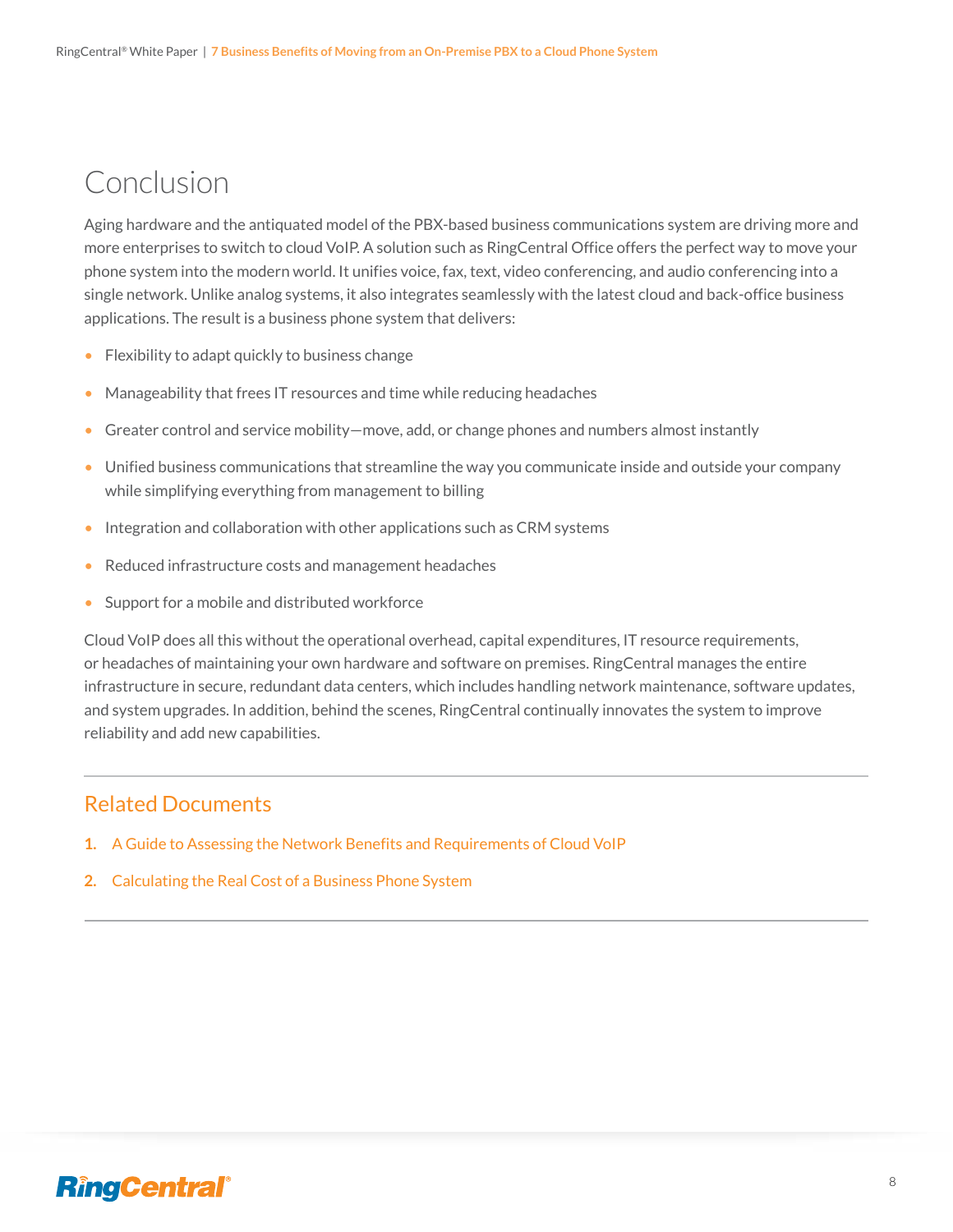# Conclusion

Aging hardware and the antiquated model of the PBX-based business communications system are driving more and more enterprises to switch to cloud VoIP. A solution such as RingCentral Office offers the perfect way to move your phone system into the modern world. It unifies voice, fax, text, video conferencing, and audio conferencing into a single network. Unlike analog systems, it also integrates seamlessly with the latest cloud and back-office business applications. The result is a business phone system that delivers:

- Flexibility to adapt quickly to business change
- Manageability that frees IT resources and time while reducing headaches
- Greater control and service mobility—move, add, or change phones and numbers almost instantly
- Unified business communications that streamline the way you communicate inside and outside your company while simplifying everything from management to billing
- Integration and collaboration with other applications such as CRM systems
- Reduced infrastructure costs and management headaches
- Support for a mobile and distributed workforce

Cloud VoIP does all this without the operational overhead, capital expenditures, IT resource requirements, or headaches of maintaining your own hardware and software on premises. RingCentral manages the entire infrastructure in secure, redundant data centers, which includes handling network maintenance, software updates, and system upgrades. In addition, behind the scenes, RingCentral continually innovates the system to improve reliability and add new capabilities.

## Related Documents

1. A Guide to Assessing the Network Benefits and Requirements of Cloud VoIP
2. Calculating the Real Cost of a Business Phone System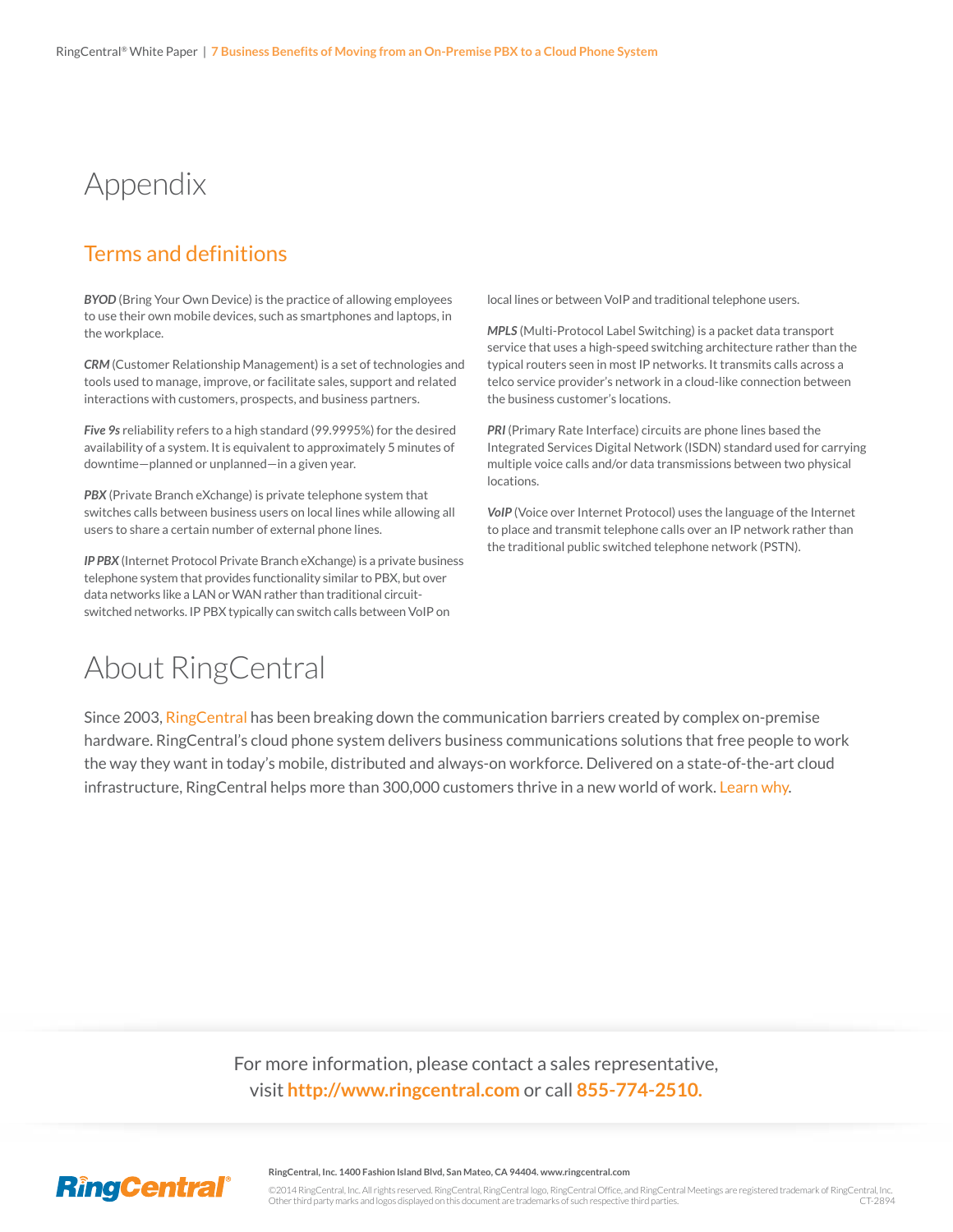# Appendix

## Terms and definitions

***BYOD*** (Bring Your Own Device) is the practice of allowing employees to use their own mobile devices, such as smartphones and laptops, in the workplace.

***CRM*** (Customer Relationship Management) is a set of technologies and tools used to manage, improve, or facilitate sales, support and related interactions with customers, prospects, and business partners.

***Five 9s*** reliability refers to a high standard (99.9995%) for the desired availability of a system. It is equivalent to approximately 5 minutes of downtime—planned or unplanned—in a given year.

***PBX*** (Private Branch eXchange) is private telephone system that switches calls between business users on local lines while allowing all users to share a certain number of external phone lines.

***IP PBX*** (Internet Protocol Private Branch eXchange) is a private business telephone system that provides functionality similar to PBX, but over data networks like a LAN or WAN rather than traditional circuit-switched networks. IP PBX typically can switch calls between VoIP on local lines or between VoIP and traditional telephone users.

***MPLS*** (Multi-Protocol Label Switching) is a packet data transport service that uses a high-speed switching architecture rather than the typical routers seen in most IP networks. It transmits calls across a telco service provider's network in a cloud-like connection between the business customer's locations.

***PRI*** (Primary Rate Interface) circuits are phone lines based the Integrated Services Digital Network (ISDN) standard used for carrying multiple voice calls and/or data transmissions between two physical locations.

***VoIP*** (Voice over Internet Protocol) uses the language of the Internet to place and transmit telephone calls over an IP network rather than the traditional public switched telephone network (PSTN).

# About RingCentral

Since 2003, RingCentral has been breaking down the communication barriers created by complex on-premise hardware. RingCentral's cloud phone system delivers business communications solutions that free people to work the way they want in today's mobile, distributed and always-on workforce. Delivered on a state-of-the-art cloud infrastructure, RingCentral helps more than 300,000 customers thrive in a new world of work. Learn why.

For more information, please contact a sales representative, visit **http://www.ringcentral.com** or call **855-774-2510.**

RingCentral®

**RingCentral, Inc. 1400 Fashion Island Blvd, San Mateo, CA 94404. www.ringcentral.com**

©2014 RingCentral, Inc. All rights reserved. RingCentral, RingCentral logo, RingCentral Office, and RingCentral Meetings are registered trademark of RingCentral, Inc. Other third party marks and logos displayed on this document are trademarks of such respective third parties. CT-2894